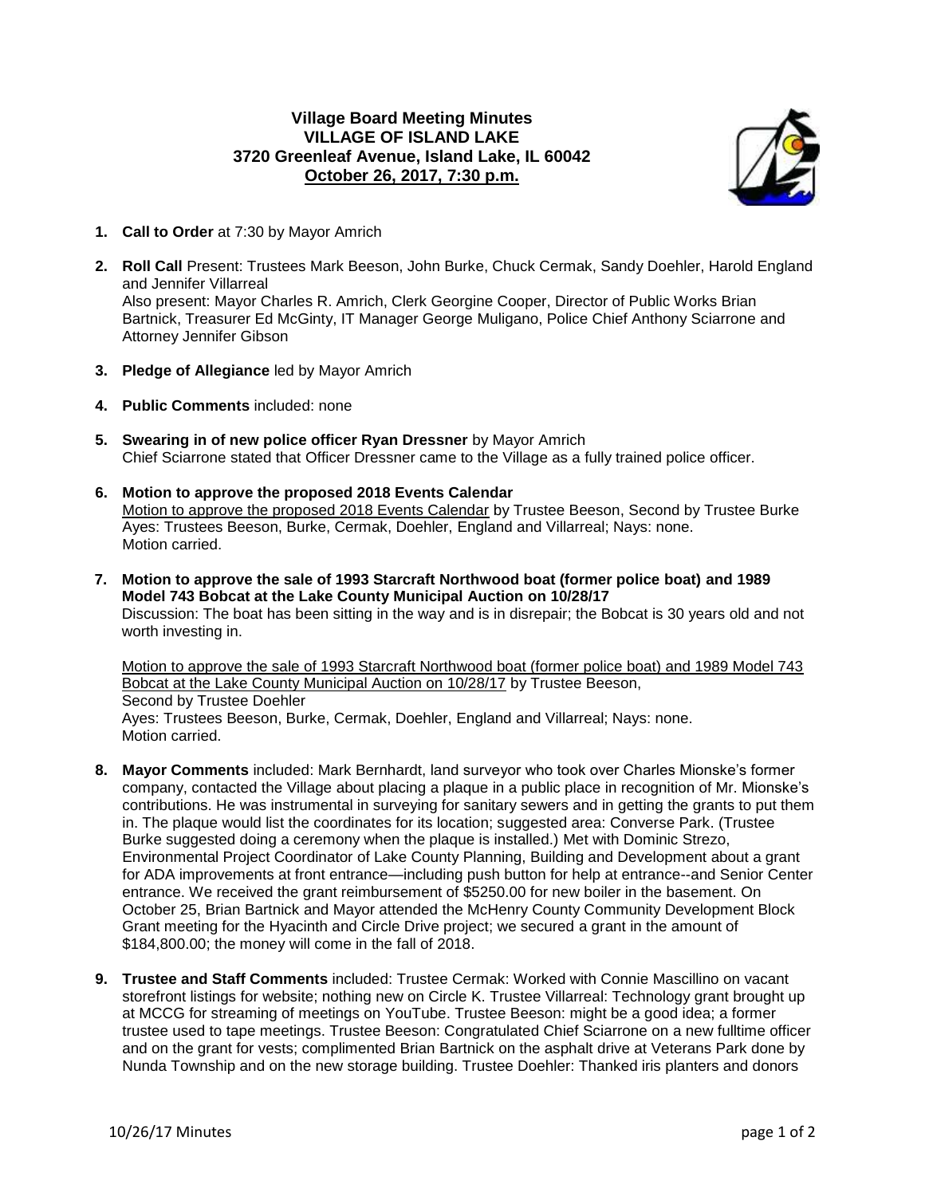**Village Board Meeting Minutes**
**VILLAGE OF ISLAND LAKE**
**3720 Greenleaf Avenue, Island Lake, IL 60042**
**October 26, 2017, 7:30 p.m.**

1. **Call to Order** at 7:30 by Mayor Amrich

2. **Roll Call** Present: Trustees Mark Beeson, John Burke, Chuck Cermak, Sandy Doehler, Harold England and Jennifer Villarreal
   Also present: Mayor Charles R. Amrich, Clerk Georgine Cooper, Director of Public Works Brian Bartnick, Treasurer Ed McGinty, IT Manager George Muligano, Police Chief Anthony Sciarrone and Attorney Jennifer Gibson

3. **Pledge of Allegiance** led by Mayor Amrich

4. **Public Comments** included: none

5. **Swearing in of new police officer Ryan Dressner** by Mayor Amrich
   Chief Sciarrone stated that Officer Dressner came to the Village as a fully trained police officer.

6. **Motion to approve the proposed 2018 Events Calendar**
   Motion to approve the proposed 2018 Events Calendar by Trustee Beeson, Second by Trustee Burke
   Ayes: Trustees Beeson, Burke, Cermak, Doehler, England and Villarreal; Nays: none.
   Motion carried.

7. **Motion to approve the sale of 1993 Starcraft Northwood boat (former police boat) and 1989 Model 743 Bobcat at the Lake County Municipal Auction on 10/28/17**
   Discussion: The boat has been sitting in the way and is in disrepair; the Bobcat is 30 years old and not worth investing in.

   Motion to approve the sale of 1993 Starcraft Northwood boat (former police boat) and 1989 Model 743 Bobcat at the Lake County Municipal Auction on 10/28/17 by Trustee Beeson,
   Second by Trustee Doehler
   Ayes: Trustees Beeson, Burke, Cermak, Doehler, England and Villarreal; Nays: none.
   Motion carried.

8. **Mayor Comments** included: Mark Bernhardt, land surveyor who took over Charles Mionske's former company, contacted the Village about placing a plaque in a public place in recognition of Mr. Mionske's contributions. He was instrumental in surveying for sanitary sewers and in getting the grants to put them in. The plaque would list the coordinates for its location; suggested area: Converse Park. (Trustee Burke suggested doing a ceremony when the plaque is installed.) Met with Dominic Strezo, Environmental Project Coordinator of Lake County Planning, Building and Development about a grant for ADA improvements at front entrance—including push button for help at entrance--and Senior Center entrance. We received the grant reimbursement of $5250.00 for new boiler in the basement. On October 25, Brian Bartnick and Mayor attended the McHenry County Community Development Block Grant meeting for the Hyacinth and Circle Drive project; we secured a grant in the amount of $184,800.00; the money will come in the fall of 2018.

9. **Trustee and Staff Comments** included: Trustee Cermak: Worked with Connie Mascillino on vacant storefront listings for website; nothing new on Circle K. Trustee Villarreal: Technology grant brought up at MCCG for streaming of meetings on YouTube. Trustee Beeson: might be a good idea; a former trustee used to tape meetings. Trustee Beeson: Congratulated Chief Sciarrone on a new fulltime officer and on the grant for vests; complimented Brian Bartnick on the asphalt drive at Veterans Park done by Nunda Township and on the new storage building. Trustee Doehler: Thanked iris planters and donors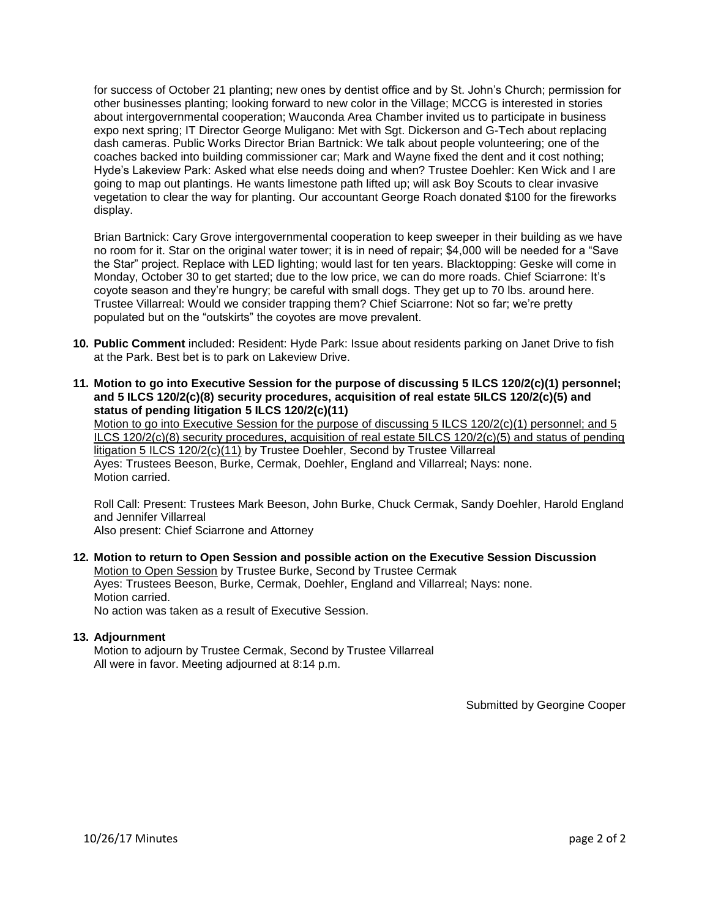for success of October 21 planting; new ones by dentist office and by St. John's Church; permission for other businesses planting; looking forward to new color in the Village; MCCG is interested in stories about intergovernmental cooperation; Wauconda Area Chamber invited us to participate in business expo next spring; IT Director George Muligano: Met with Sgt. Dickerson and G-Tech about replacing dash cameras. Public Works Director Brian Bartnick: We talk about people volunteering; one of the coaches backed into building commissioner car; Mark and Wayne fixed the dent and it cost nothing; Hyde's Lakeview Park: Asked what else needs doing and when? Trustee Doehler: Ken Wick and I are going to map out plantings. He wants limestone path lifted up; will ask Boy Scouts to clear invasive vegetation to clear the way for planting. Our accountant George Roach donated $100 for the fireworks display.

Brian Bartnick: Cary Grove intergovernmental cooperation to keep sweeper in their building as we have no room for it. Star on the original water tower; it is in need of repair; $4,000 will be needed for a "Save the Star" project. Replace with LED lighting; would last for ten years. Blacktopping: Geske will come in Monday, October 30 to get started; due to the low price, we can do more roads. Chief Sciarrone: It's coyote season and they're hungry; be careful with small dogs. They get up to 70 lbs. around here. Trustee Villarreal: Would we consider trapping them? Chief Sciarrone: Not so far; we're pretty populated but on the "outskirts" the coyotes are move prevalent.

10. **Public Comment** included: Resident: Hyde Park: Issue about residents parking on Janet Drive to fish at the Park. Best bet is to park on Lakeview Drive.

11. **Motion to go into Executive Session for the purpose of discussing 5 ILCS 120/2(c)(1) personnel; and 5 ILCS 120/2(c)(8) security procedures, acquisition of real estate 5ILCS 120/2(c)(5) and status of pending litigation 5 ILCS 120/2(c)(11)**
Motion to go into Executive Session for the purpose of discussing 5 ILCS 120/2(c)(1) personnel; and 5 ILCS 120/2(c)(8) security procedures, acquisition of real estate 5ILCS 120/2(c)(5) and status of pending litigation 5 ILCS 120/2(c)(11) by Trustee Doehler, Second by Trustee Villarreal
Ayes: Trustees Beeson, Burke, Cermak, Doehler, England and Villarreal; Nays: none.
Motion carried.

    Roll Call: Present: Trustees Mark Beeson, John Burke, Chuck Cermak, Sandy Doehler, Harold England and Jennifer Villarreal
    Also present: Chief Sciarrone and Attorney

12. **Motion to return to Open Session and possible action on the Executive Session Discussion**
Motion to Open Session by Trustee Burke, Second by Trustee Cermak
Ayes: Trustees Beeson, Burke, Cermak, Doehler, England and Villarreal; Nays: none.
Motion carried.
No action was taken as a result of Executive Session.

13. **Adjournment**
Motion to adjourn by Trustee Cermak, Second by Trustee Villarreal
All were in favor. Meeting adjourned at 8:14 p.m.

Submitted by Georgine Cooper